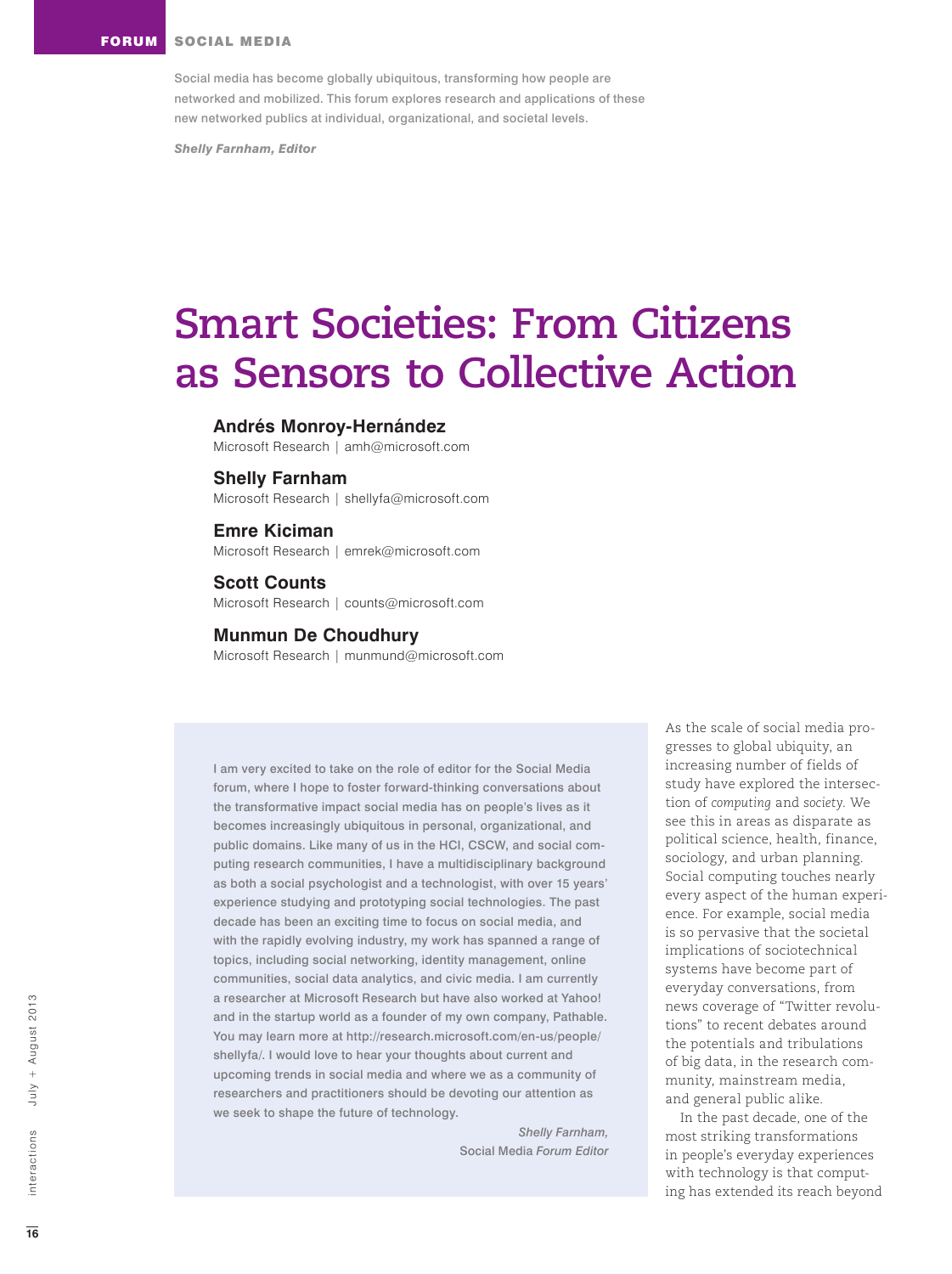FORUM SOCIAL MEDIA

Social media has become globally ubiquitous, transforming how people are networked and mobilized. This forum explores research and applications of these new networked publics at individual, organizational, and societal levels.

***Shelly Farnham, Editor***

# Smart Societies: From Citizens as Sensors to Collective Action

**Andrés Monroy-Hernández**
Microsoft Research | amh@microsoft.com

**Shelly Farnham**
Microsoft Research | shellyfa@microsoft.com

**Emre Kiciman**
Microsoft Research | emrek@microsoft.com

**Scott Counts**
Microsoft Research | counts@microsoft.com

**Munmun De Choudhury**
Microsoft Research | munmund@microsoft.com

I am very excited to take on the role of editor for the Social Media forum, where I hope to foster forward-thinking conversations about the transformative impact social media has on people's lives as it becomes increasingly ubiquitous in personal, organizational, and public domains. Like many of us in the HCI, CSCW, and social computing research communities, I have a multidisciplinary background as both a social psychologist and a technologist, with over 15 years' experience studying and prototyping social technologies. The past decade has been an exciting time to focus on social media, and with the rapidly evolving industry, my work has spanned a range of topics, including social networking, identity management, online communities, social data analytics, and civic media. I am currently a researcher at Microsoft Research but have also worked at Yahoo! and in the startup world as a founder of my own company, Pathable. You may learn more at http://research.microsoft.com/en-us/people/shellyfa/. I would love to hear your thoughts about current and upcoming trends in social media and where we as a community of researchers and practitioners should be devoting our attention as we seek to shape the future of technology.

*Shelly Farnham,*
Social Media *Forum Editor*

As the scale of social media progresses to global ubiquity, an increasing number of fields of study have explored the intersection of *computing* and *society*. We see this in areas as disparate as political science, health, finance, sociology, and urban planning. Social computing touches nearly every aspect of the human experience. For example, social media is so pervasive that the societal implications of sociotechnical systems have become part of everyday conversations, from news coverage of "Twitter revolutions" to recent debates around the potentials and tribulations of big data, in the research community, mainstream media, and general public alike.

In the past decade, one of the most striking transformations in people's everyday experiences with technology is that computing has extended its reach beyond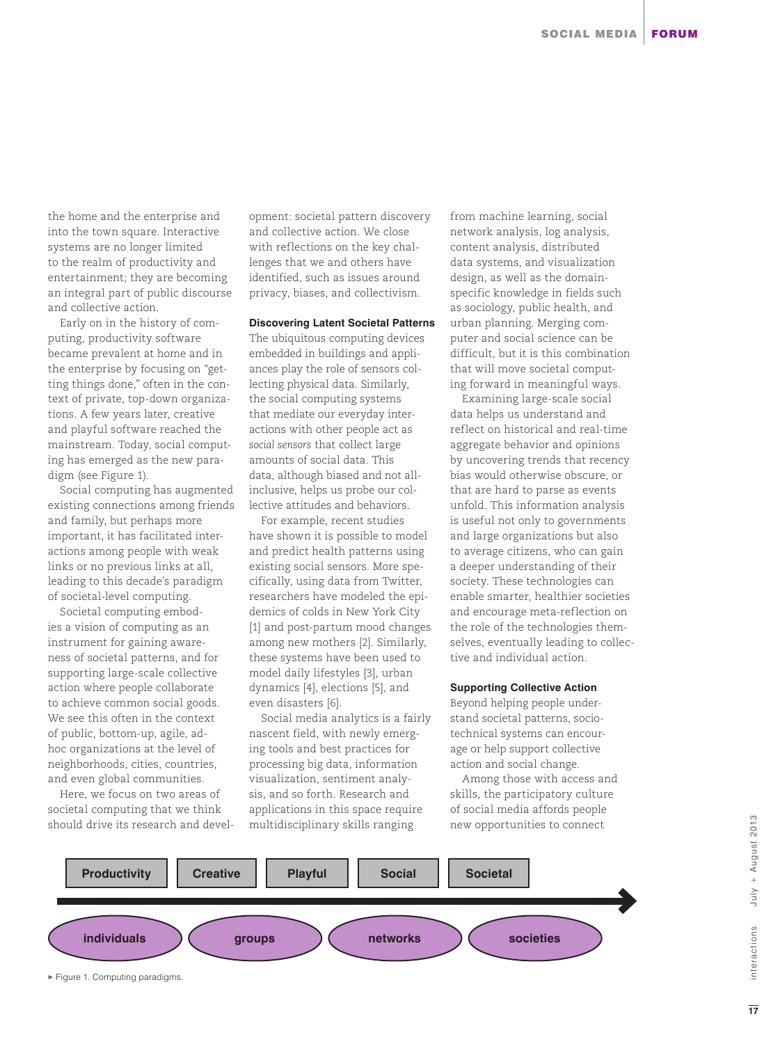the home and the enterprise and into the town square. Interactive systems are no longer limited to the realm of productivity and entertainment; they are becoming an integral part of public discourse and collective action.

Early on in the history of computing, productivity software became prevalent at home and in the enterprise by focusing on "getting things done," often in the context of private, top-down organizations. A few years later, creative and playful software reached the mainstream. Today, social computing has emerged as the new paradigm (see Figure 1).

Social computing has augmented existing connections among friends and family, but perhaps more important, it has facilitated interactions among people with weak links or no previous links at all, leading to this decade's paradigm of societal-level computing.

Societal computing embodies a vision of computing as an instrument for gaining awareness of societal patterns, and for supporting large-scale collective action where people collaborate to achieve common social goods. We see this often in the context of public, bottom-up, agile, ad-hoc organizations at the level of neighborhoods, cities, countries, and even global communities.

Here, we focus on two areas of societal computing that we think should drive its research and development: societal pattern discovery and collective action. We close with reflections on the key challenges that we and others have identified, such as issues around privacy, biases, and collectivism.

#### Discovering Latent Societal Patterns

The ubiquitous computing devices embedded in buildings and appliances play the role of sensors collecting physical data. Similarly, the social computing systems that mediate our everyday interactions with other people act as *social sensors* that collect large amounts of social data. This data, although biased and not all-inclusive, helps us probe our collective attitudes and behaviors.

For example, recent studies have shown it is possible to model and predict health patterns using existing social sensors. More specifically, using data from Twitter, researchers have modeled the epidemics of colds in New York City [1] and post-partum mood changes among new mothers [2]. Similarly, these systems have been used to model daily lifestyles [3], urban dynamics [4], elections [5], and even disasters [6].

Social media analytics is a fairly nascent field, with newly emerging tools and best practices for processing big data, information visualization, sentiment analysis, and so forth. Research and applications in this space require multidisciplinary skills ranging from machine learning, social network analysis, log analysis, content analysis, distributed data systems, and visualization design, as well as the domain-specific knowledge in fields such as sociology, public health, and urban planning. Merging computer and social science can be difficult, but it is this combination that will move societal computing forward in meaningful ways.

Examining large-scale social data helps us understand and reflect on historical and real-time aggregate behavior and opinions by uncovering trends that recency bias would otherwise obscure, or that are hard to parse as events unfold. This information analysis is useful not only to governments and large organizations but also to average citizens, who can gain a deeper understanding of their society. These technologies can enable smarter, healthier societies and encourage meta-reflection on the role of the technologies themselves, eventually leading to collective and individual action.

#### Supporting Collective Action

Beyond helping people understand societal patterns, socio-technical systems can encourage or help support collective action and social change.

Among those with access and skills, the participatory culture of social media affords people new opportunities to connect

Productivity → Creative → Playful → Social → Societal

individuals → groups → networks → societies

▸ Figure 1. Computing paradigms.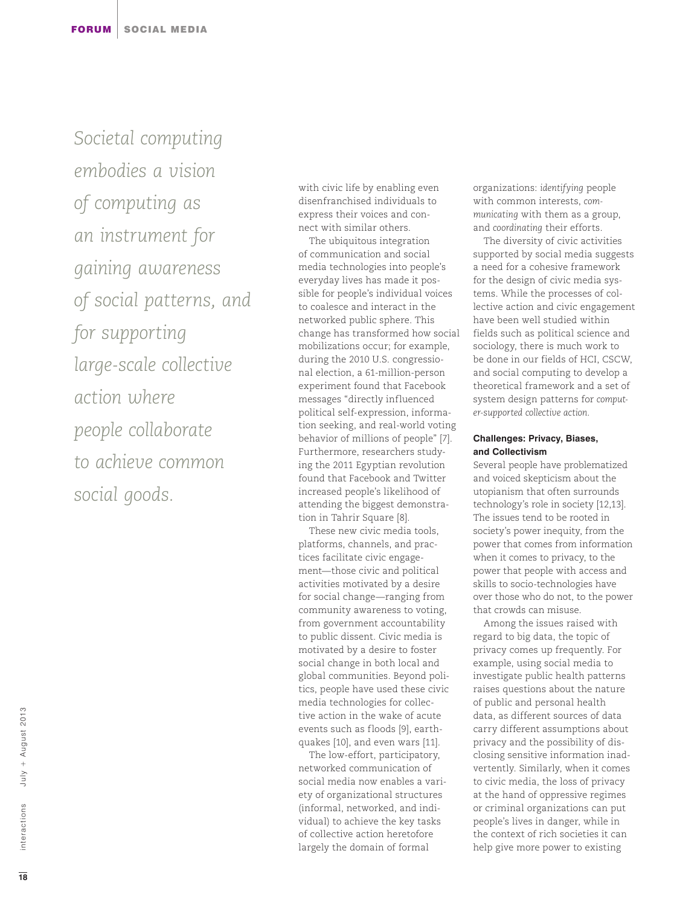*Societal computing embodies a vision of computing as an instrument for gaining awareness of social patterns, and for supporting large-scale collective action where people collaborate to achieve common social goods.*

with civic life by enabling even disenfranchised individuals to express their voices and connect with similar others.

The ubiquitous integration of communication and social media technologies into people's everyday lives has made it possible for people's individual voices to coalesce and interact in the networked public sphere. This change has transformed how social mobilizations occur; for example, during the 2010 U.S. congressional election, a 61-million-person experiment found that Facebook messages "directly influenced political self-expression, information seeking, and real-world voting behavior of millions of people" [7]. Furthermore, researchers studying the 2011 Egyptian revolution found that Facebook and Twitter increased people's likelihood of attending the biggest demonstration in Tahrir Square [8].

These new civic media tools, platforms, channels, and practices facilitate civic engagement—those civic and political activities motivated by a desire for social change—ranging from community awareness to voting, from government accountability to public dissent. Civic media is motivated by a desire to foster social change in both local and global communities. Beyond politics, people have used these civic media technologies for collective action in the wake of acute events such as floods [9], earthquakes [10], and even wars [11].

The low-effort, participatory, networked communication of social media now enables a variety of organizational structures (informal, networked, and individual) to achieve the key tasks of collective action heretofore largely the domain of formal organizations: *identifying* people with common interests, *communicating* with them as a group, and *coordinating* their efforts.

The diversity of civic activities supported by social media suggests a need for a cohesive framework for the design of civic media systems. While the processes of collective action and civic engagement have been well studied within fields such as political science and sociology, there is much work to be done in our fields of HCI, CSCW, and social computing to develop a theoretical framework and a set of system design patterns for *computer-supported collective action.*

### Challenges: Privacy, Biases, and Collectivism

Several people have problematized and voiced skepticism about the utopianism that often surrounds technology's role in society [12,13]. The issues tend to be rooted in society's power inequity, from the power that comes from information when it comes to privacy, to the power that people with access and skills to socio-technologies have over those who do not, to the power that crowds can misuse.

Among the issues raised with regard to big data, the topic of privacy comes up frequently. For example, using social media to investigate public health patterns raises questions about the nature of public and personal health data, as different sources of data carry different assumptions about privacy and the possibility of disclosing sensitive information inadvertently. Similarly, when it comes to civic media, the loss of privacy at the hand of oppressive regimes or criminal organizations can put people's lives in danger, while in the context of rich societies it can help give more power to existing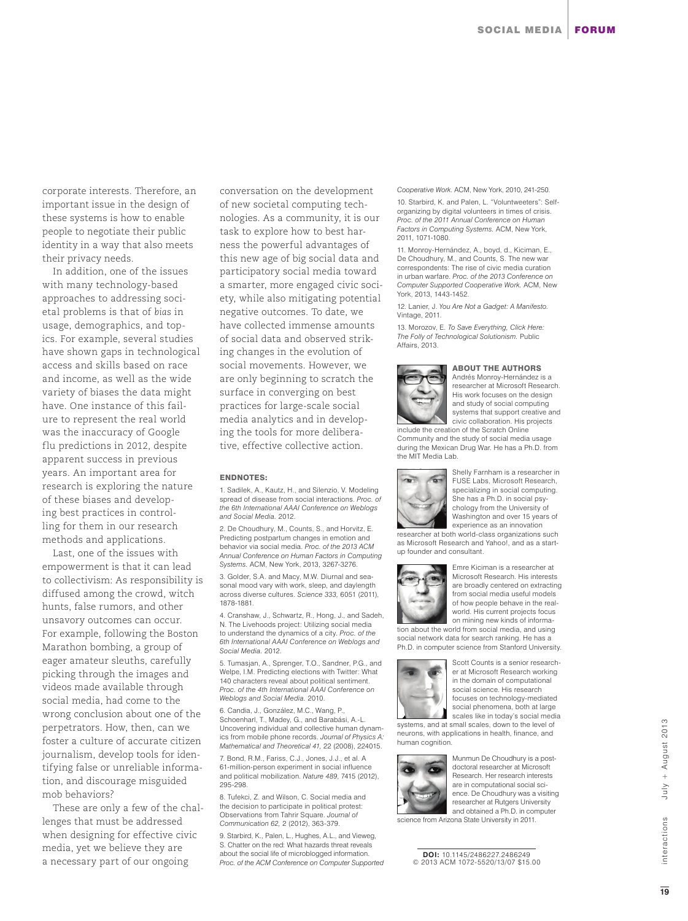corporate interests. Therefore, an important issue in the design of these systems is how to enable people to negotiate their public identity in a way that also meets their privacy needs.

In addition, one of the issues with many technology-based approaches to addressing societal problems is that of *bias* in usage, demographics, and topics. For example, several studies have shown gaps in technological access and skills based on race and income, as well as the wide variety of biases the data might have. One instance of this failure to represent the real world was the inaccuracy of Google flu predictions in 2012, despite apparent success in previous years. An important area for research is exploring the nature of these biases and developing best practices in controlling for them in our research methods and applications.

Last, one of the issues with empowerment is that it can lead to collectivism: As responsibility is diffused among the crowd, witch hunts, false rumors, and other unsavory outcomes can occur. For example, following the Boston Marathon bombing, a group of eager amateur sleuths, carefully picking through the images and videos made available through social media, had come to the wrong conclusion about one of the perpetrators. How, then, can we foster a culture of accurate citizen journalism, develop tools for identifying false or unreliable information, and discourage misguided mob behaviors?

These are only a few of the challenges that must be addressed when designing for effective civic media, yet we believe they are a necessary part of our ongoing conversation on the development of new societal computing technologies. As a community, it is our task to explore how to best harness the powerful advantages of this new age of big social data and participatory social media toward a smarter, more engaged civic society, while also mitigating potential negative outcomes. To date, we have collected immense amounts of social data and observed striking changes in the evolution of social movements. However, we are only beginning to scratch the surface in converging on best practices for large-scale social media analytics and in developing the tools for more deliberative, effective collective action.

### ENDNOTES:

1. Sadilek, A., Kautz, H., and Silenzio, V. Modeling spread of disease from social interactions. *Proc. of the 6th International AAAI Conference on Weblogs and Social Media.* 2012.

2. De Choudhury, M., Counts, S., and Horvitz, E. Predicting postpartum changes in emotion and behavior via social media. *Proc. of the 2013 ACM Annual Conference on Human Factors in Computing Systems.* ACM, New York, 2013, 3267-3276.

3. Golder, S.A. and Macy, M.W. Diurnal and seasonal mood vary with work, sleep, and daylength across diverse cultures. *Science 333,* 6051 (2011), 1878-1881.

4. Cranshaw, J., Schwartz, R., Hong, J., and Sadeh, N. The Livehoods project: Utilizing social media to understand the dynamics of a city. *Proc. of the 6th International AAAI Conference on Weblogs and Social Media.* 2012.

5. Tumasjan, A., Sprenger, T.O., Sandner, P.G., and Welpe, I.M. Predicting elections with Twitter: What 140 characters reveal about political sentiment. *Proc. of the 4th International AAAI Conference on Weblogs and Social Media.* 2010.

6. Candia, J., González, M.C., Wang, P., Schoenharl, T., Madey, G., and Barabási, A.-L. Uncovering individual and collective human dynamics from mobile phone records. *Journal of Physics A: Mathematical and Theoretical 41,* 22 (2008), 224015.

7. Bond, R.M., Fariss, C.J., Jones, J.J., et al. A 61-million-person experiment in social influence and political mobilization. *Nature 489*, 7415 (2012), 295-298.

8. Tufekci, Z. and Wilson, C. Social media and the decision to participate in political protest: Observations from Tahrir Square. *Journal of Communication 62,* 2 (2012), 363-379.

9. Starbird, K., Palen, L., Hughes, A.L., and Vieweg, S. Chatter on the red: What hazards threat reveals about the social life of microblogged information. *Proc. of the ACM Conference on Computer Supported Cooperative Work.* ACM, New York, 2010, 241-250.

10. Starbird, K. and Palen, L. "Voluntweeters": Self-organizing by digital volunteers in times of crisis. *Proc. of the 2011 Annual Conference on Human Factors in Computing Systems.* ACM, New York, 2011, 1071-1080.

11. Monroy-Hernández, A., boyd, d., Kiciman, E., De Choudhury, M., and Counts, S. The new war correspondents: The rise of civic media curation in urban warfare. *Proc. of the 2013 Conference on Computer Supported Cooperative Work.* ACM, New York, 2013, 1443-1452.

12. Lanier, J. *You Are Not a Gadget: A Manifesto.* Vintage, 2011.

13. Morozov, E. *To Save Everything, Click Here: The Folly of Technological Solutionism.* Public Affairs, 2013.

### ABOUT THE AUTHORS

Andrés Monroy-Hernández is a researcher at Microsoft Research. His work focuses on the design and study of social computing systems that support creative and civic collaboration. His projects include the creation of the Scratch Online Community and the study of social media usage during the Mexican Drug War. He has a Ph.D. from the MIT Media Lab.

Shelly Farnham is a researcher in FUSE Labs, Microsoft Research, specializing in social computing. She has a Ph.D. in social psychology from the University of Washington and over 15 years of experience as an innovation researcher at both world-class organizations such as Microsoft Research and Yahoo!, and as a start-up founder and consultant.

Emre Kiciman is a researcher at Microsoft Research. His interests are broadly centered on extracting from social media useful models of how people behave in the real-world. His current projects focus on mining new kinds of information about the world from social media, and using social network data for search ranking. He has a Ph.D. in computer science from Stanford University.

Scott Counts is a senior researcher at Microsoft Research working in the domain of computational social science. His research focuses on technology-mediated social phenomena, both at large scales like in today's social media systems, and at small scales, down to the level of neurons, with applications in health, finance, and human cognition.

Munmun De Choudhury is a post-doctoral researcher at Microsoft Research. Her research interests are in computational social science. De Choudhury was a visiting researcher at Rutgers University and obtained a Ph.D. in computer science from Arizona State University in 2011.

**DOI:** 10.1145/2486227.2486249
© 2013 ACM 1072-5520/13/07 $15.00